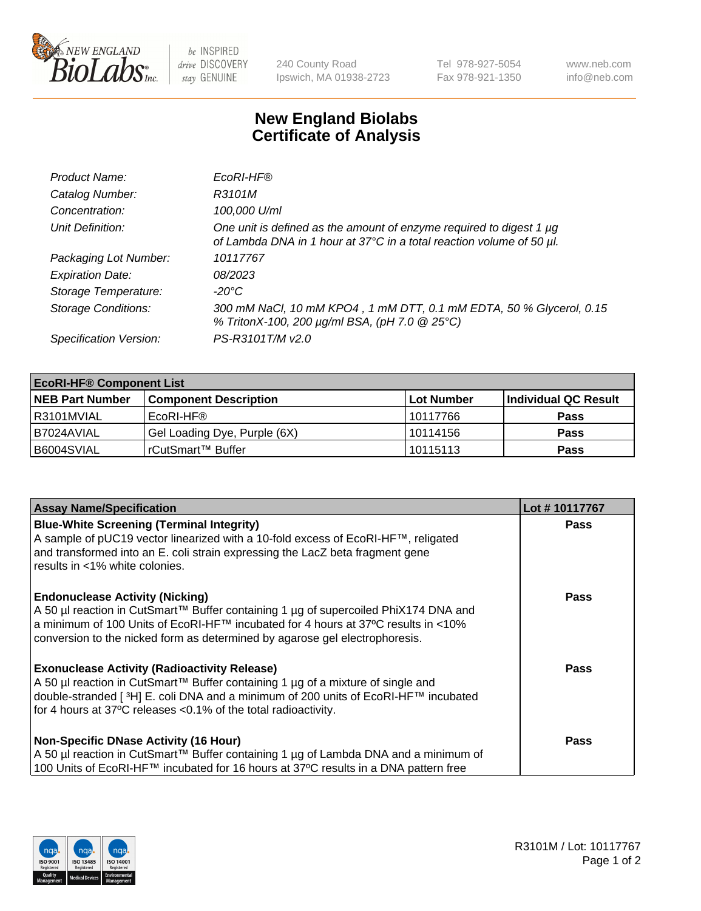# New England Biolabs Certificate of Analysis

| | |
|---|---|
| *Product Name:* | *EcoRI-HF®* |
| *Catalog Number:* | *R3101M* |
| *Concentration:* | *100,000 U/ml* |
| *Unit Definition:* | *One unit is defined as the amount of enzyme required to digest 1 µg of Lambda DNA in 1 hour at 37°C in a total reaction volume of 50 µl.* |
| *Packaging Lot Number:* | *10117767* |
| *Expiration Date:* | *08/2023* |
| *Storage Temperature:* | *-20°C* |
| *Storage Conditions:* | *300 mM NaCl, 10 mM KPO4 , 1 mM DTT, 0.1 mM EDTA, 50 % Glycerol, 0.15 % TritonX-100, 200 µg/ml BSA, (pH 7.0 @ 25°C)* |
| *Specification Version:* | *PS-R3101T/M v2.0* |

| **EcoRI-HF® Component List** | | | |
|---|---|---|---|
| **NEB Part Number** | **Component Description** | **Lot Number** | **Individual QC Result** |
| R3101MVIAL | EcoRI-HF® | 10117766 | **Pass** |
| B7024AVIAL | Gel Loading Dye, Purple (6X) | 10114156 | **Pass** |
| B6004SVIAL | rCutSmart™ Buffer | 10115113 | **Pass** |

| **Assay Name/Specification** | **Lot # 10117767** |
|---|---|
| **Blue-White Screening (Terminal Integrity)**<br>A sample of pUC19 vector linearized with a 10-fold excess of EcoRI-HF™, religated and transformed into an E. coli strain expressing the LacZ beta fragment gene results in <1% white colonies. | **Pass** |
| **Endonuclease Activity (Nicking)**<br>A 50 µl reaction in CutSmart™ Buffer containing 1 µg of supercoiled PhiX174 DNA and a minimum of 100 Units of EcoRI-HF™ incubated for 4 hours at 37ºC results in <10% conversion to the nicked form as determined by agarose gel electrophoresis. | **Pass** |
| **Exonuclease Activity (Radioactivity Release)**<br>A 50 µl reaction in CutSmart™ Buffer containing 1 µg of a mixture of single and double-stranded [ $^{3}$H] E. coli DNA and a minimum of 200 units of EcoRI-HF™ incubated for 4 hours at 37ºC releases <0.1% of the total radioactivity. | **Pass** |
| **Non-Specific DNase Activity (16 Hour)**<br>A 50 µl reaction in CutSmart™ Buffer containing 1 µg of Lambda DNA and a minimum of 100 Units of EcoRI-HF™ incubated for 16 hours at 37ºC results in a DNA pattern free | **Pass** |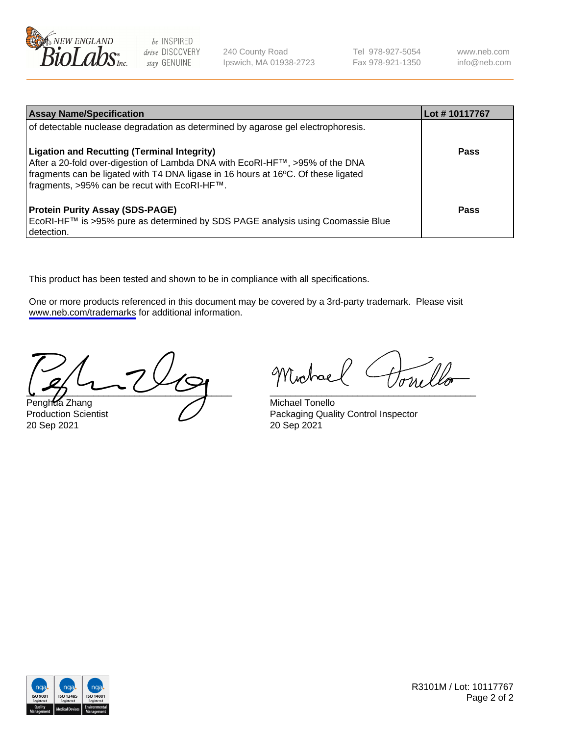| Assay Name/Specification | Lot # 10117767 |
|---|---|
| of detectable nuclease degradation as determined by agarose gel electrophoresis. | |
| **Ligation and Recutting (Terminal Integrity)**<br>After a 20-fold over-digestion of Lambda DNA with EcoRI-HF™, >95% of the DNA fragments can be ligated with T4 DNA ligase in 16 hours at 16ºC. Of these ligated fragments, >95% can be recut with EcoRI-HF™. | **Pass** |
| **Protein Purity Assay (SDS-PAGE)**<br>EcoRI-HF™ is >95% pure as determined by SDS PAGE analysis using Coomassie Blue detection. | **Pass** |

This product has been tested and shown to be in compliance with all specifications.

One or more products referenced in this document may be covered by a 3rd-party trademark. Please visit www.neb.com/trademarks for additional information.

Penghua Zhang
Production Scientist
20 Sep 2021

Michael Tonello
Packaging Quality Control Inspector
20 Sep 2021

R3101M / Lot: 10117767